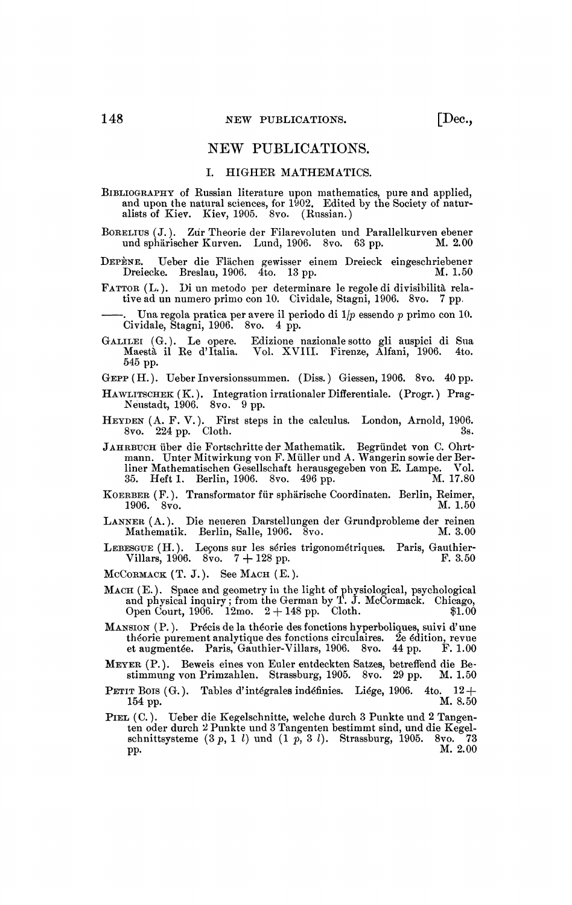# NEW PUBLICATIONS.

## I. HIGHER MATHEMATICS.

BIBLIOGRAPHY of Russian literature upon mathematics, pure and applied, and upon the natural sciences, for 1902. Edited by the Society of naturalists of Kiev. Kiev, 1905. 8vo. (Russian.)

BORELIUS (J.). Zur Theorie der Filarevoluten und Parallelkurven ebener und sphärischer Kurven. Lund, 1906. 8vo. 63 pp. M. 2.00

DEPÈNE. Ueber die Flächen gewisser einem Dreieck eingeschriebener Dreiecke. Breslau, 1906. 4to. 13 pp. M. 1.50

FATTOR (L.). Di un metodo per determinare le regole di divisibilità relative ad un numero primo con 10. Cividale, Stagni, 1906. 8vo. 7 pp.

——. Una regola pratica per avere il periodo di $1/p$ essendo $p$ primo con 10. Cividale, Stagni, 1906. 8vo. 4 pp.

GALILEI (G.). Le opere. Edizione nazionale sotto gli auspici di Sua Maestà il Re d'Italia. Vol. XVIII. Firenze, Alfani, 1906. 4to. 545 pp.

GEPP (H.). Ueber Inversionssummen. (Diss.) Giessen, 1906. 8vo. 40 pp.

HAWLITSCHEK (K.). Integration irrationaler Differentiale. (Progr.) Prag-Neustadt, 1906. 8vo. 9 pp.

HEYDEN (A. F. V.). First steps in the calculus. London, Arnold, 1906. 8vo. 224 pp. Cloth. 3s.

JAHRBUCH über die Fortschritte der Mathematik. Begründet von C. Ohrtmann. Unter Mitwirkung von F. Müller und A. Wangerin sowie der Berliner Mathematischen Gesellschaft herausgegeben von E. Lampe. Vol. 35. Heft 1. Berlin, 1906. 8vo. 496 pp. M. 17.80

KOERBER (F.). Transformator für sphärische Coordinaten. Berlin, Reimer, 1906. 8vo. M. 1.50

LANNER (A.). Die neueren Darstellungen der Grundprobleme der reinen Mathematik. Berlin, Salle, 1906. 8vo. M. 3.00

LEBESGUE (H.). Leçons sur les séries trigonométriques. Paris, Gauthier-Villars, 1906. 8vo. 7 + 128 pp. F. 3.50

MCCORMACK (T. J.). See MACH (E.).

MACH (E.). Space and geometry in the light of physiological, psychological and physical inquiry; from the German by T. J. McCormack. Chicago, Open Court, 1906. 12mo. 2 + 148 pp. Cloth. $1.00

MANSION (P.). Précis de la théorie des fonctions hyperboliques, suivi d'une théorie purement analytique des fonctions circulaires. 2e édition, revue et augmentée. Paris, Gauthier-Villars, 1906. 8vo. 44 pp. F. 1.00

MEYER (P.). Beweis eines von Euler entdeckten Satzes, betreffend die Bestimmung von Primzahlen. Strassburg, 1905. 8vo. 29 pp. M. 1.50

PETIT BOIS (G.). Tables d'intégrales indéfinies. Liége, 1906. 4to. 12 + 154 pp. M. 8.50

PIEL (C.). Ueber die Kegelschnitte, welche durch 3 Punkte und 2 Tangenten oder durch 2 Punkte und 3 Tangenten bestimmt sind, und die Kegelschnittsysteme ($3\,p$, $1\,l$) und ($1\,p$, $3\,l$). Strassburg, 1905. 8vo. 73 pp. M. 2.00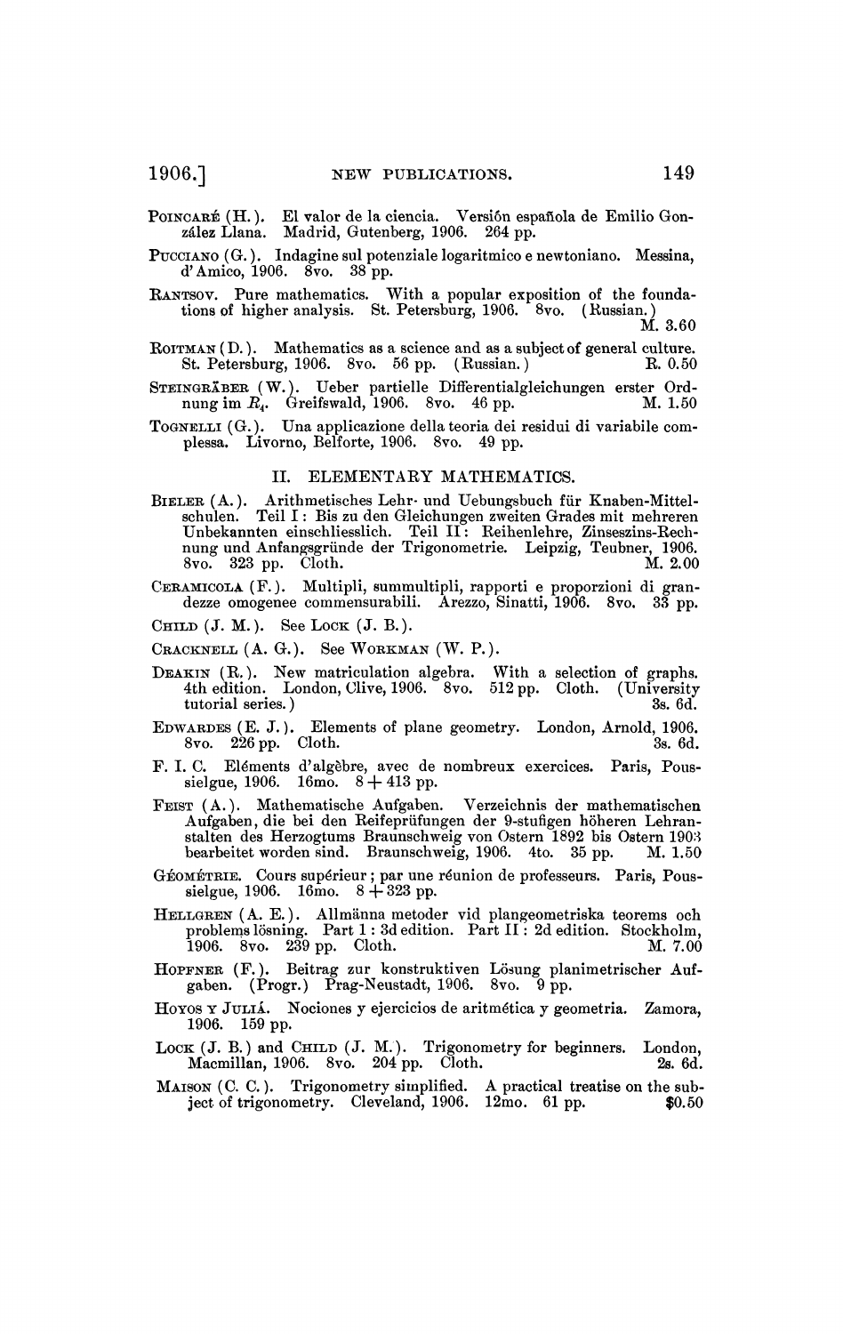POINCARÉ (H.). El valor de la ciencia. Versión española de Emilio González Llana. Madrid, Gutenberg, 1906. 264 pp.

PUCCIANO (G.). Indagine sul potenziale logaritmico e newtoniano. Messina, d'Amico, 1906. 8vo. 38 pp.

RANTSOV. Pure mathematics. With a popular exposition of the foundations of higher analysis. St. Petersburg, 1906. 8vo. (Russian.) M. 3.60

ROITMAN (D.). Mathematics as a science and as a subject of general culture. St. Petersburg, 1906. 8vo. 56 pp. (Russian.) R. 0.50

STEINGRÄBER (W.). Ueber partielle Differentialgleichungen erster Ordnung im $R_4$. Greifswald, 1906. 8vo. 46 pp. M. 1.50

TOGNELLI (G.). Una applicazione della teoria dei residui di variabile complessa. Livorno, Belforte, 1906. 8vo. 49 pp.

## II. ELEMENTARY MATHEMATICS.

BIELER (A.). Arithmetisches Lehr- und Uebungsbuch für Knaben-Mittelschulen. Teil I: Bis zu den Gleichungen zweiten Grades mit mehreren Unbekannten einschliesslich. Teil II: Reihenlehre, Zinseszins-Rechnung und Anfangsgründe der Trigonometrie. Leipzig, Teubner, 1906. 8vo. 323 pp. Cloth. M. 2.00

CERAMICOLA (F.). Multipli, summultipli, rapporti e proporzioni di grandezze omogenee commensurabili. Arezzo, Sinatti, 1906. 8vo. 33 pp.

CHILD (J. M.). See LOCK (J. B.).

CRACKNELL (A. G.). See WORKMAN (W. P.).

DEAKIN (R.). New matriculation algebra. With a selection of graphs. 4th edition. London, Clive, 1906. 8vo. 512 pp. Cloth. (University tutorial series.) 3s. 6d.

EDWARDES (E. J.). Elements of plane geometry. London, Arnold, 1906. 8vo. 226 pp. Cloth. 3s. 6d.

F. I. C. Eléments d'algèbre, avec de nombreux exercices. Paris, Poussielgue, 1906. 16mo. 8 + 413 pp.

FEIST (A.). Mathematische Aufgaben. Verzeichnis der mathematischen Aufgaben, die bei den Reifeprüfungen der 9-stufigen höheren Lehranstalten des Herzogtums Braunschweig von Ostern 1892 bis Ostern 1903 bearbeitet worden sind. Braunschweig, 1906. 4to. 35 pp. M. 1.50

GÉOMÉTRIE. Cours supérieur; par une réunion de professeurs. Paris, Poussielgue, 1906. 16mo. 8 + 323 pp.

HELLGREN (A. E.). Allmänna metoder vid plangeometriska teorems och problems lösning. Part 1: 3d edition. Part II: 2d edition. Stockholm, 1906. 8vo. 239 pp. Cloth. M. 7.00

HOPFNER (F.). Beitrag zur konstruktiven Lösung planimetrischer Aufgaben. (Progr.) Prag-Neustadt, 1906. 8vo. 9 pp.

HOYOS Y JULIÁ. Nociones y ejercicios de aritmética y geometria. Zamora, 1906. 159 pp.

LOCK (J. B.) and CHILD (J. M.). Trigonometry for beginners. London, Macmillan, 1906. 8vo. 204 pp. Cloth. 2s. 6d.

MAISON (C. C.). Trigonometry simplified. A practical treatise on the subject of trigonometry. Cleveland, 1906. 12mo. 61 pp. $0.50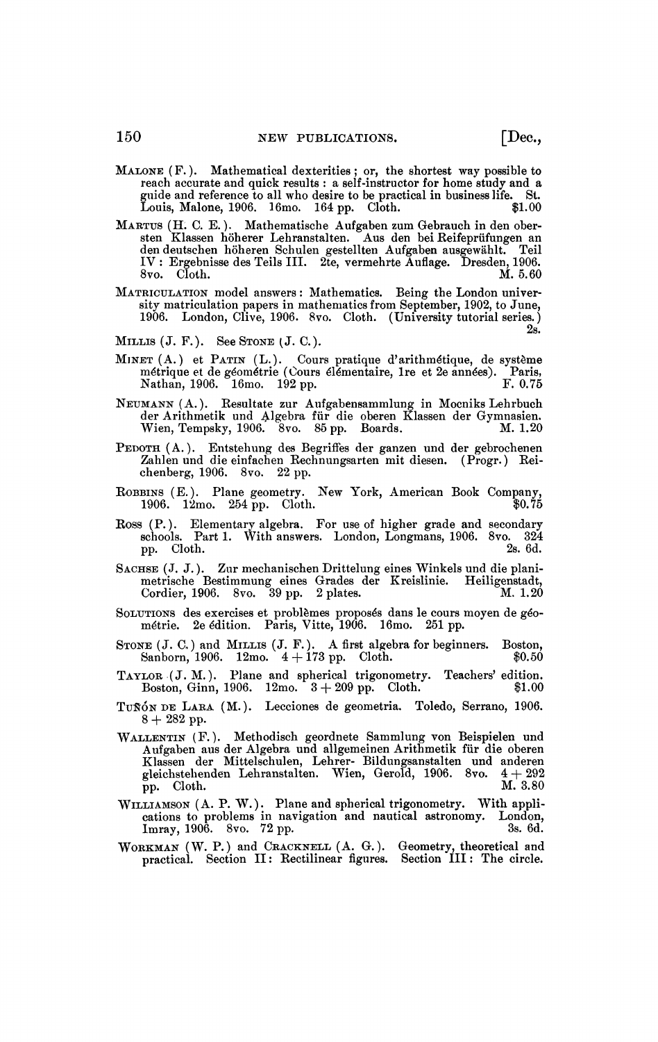MALONE (F.). Mathematical dexterities; or, the shortest way possible to reach accurate and quick results: a self-instructor for home study and a guide and reference to all who desire to be practical in business life. St. Louis, Malone, 1906. 16mo. 164 pp. Cloth. $1.00

MARTUS (H. C. E.). Mathematische Aufgaben zum Gebrauch in den obersten Klassen höherer Lehranstalten. Aus den bei Reifeprüfungen an den deutschen höheren Schulen gestellten Aufgaben ausgewählt. Teil IV: Ergebnisse des Teils III. 2te, vermehrte Auflage. Dresden, 1906. 8vo. Cloth. M. 5.60

MATRICULATION model answers: Mathematics. Being the London university matriculation papers in mathematics from September, 1902, to June, 1906. London, Clive, 1906. 8vo. Cloth. (University tutorial series.) 2s.

MILLIS (J. F.). See STONE (J. C.).

MINET (A.) et PATIN (L.). Cours pratique d'arithmétique, de système métrique et de géométrie (Cours élémentaire, 1re et 2e années). Paris, Nathan, 1906. 16mo. 192 pp. F. 0.75

NEUMANN (A.). Resultate zur Aufgabensammlung in Mocniks Lehrbuch der Arithmetik und Algebra für die oberen Klassen der Gymnasien. Wien, Tempsky, 1906. 8vo. 85 pp. Boards. M. 1.20

PEDOTH (A.). Entstehung des Begriffes der ganzen und der gebrochenen Zahlen und die einfachen Rechnungsarten mit diesen. (Progr.) Reichenberg, 1906. 8vo. 22 pp.

ROBBINS (E.). Plane geometry. New York, American Book Company, 1906. 12mo. 254 pp. Cloth. $0.75

ROSS (P.). Elementary algebra. For use of higher grade and secondary schools. Part 1. With answers. London, Longmans, 1906. 8vo. 324 pp. Cloth. 2s. 6d.

SACHSE (J. J.). Zur mechanischen Drittelung eines Winkels und die planimetrische Bestimmung eines Grades der Kreislinie. Heiligenstadt, Cordier, 1906. 8vo. 39 pp. 2 plates. M. 1.20

SOLUTIONS des exercises et problèmes proposés dans le cours moyen de géométrie. 2e édition. Paris, Vitte, 1906. 16mo. 251 pp.

STONE (J. C.) and MILLIS (J. F.). A first algebra for beginners. Boston, Sanborn, 1906. 12mo. 4 + 173 pp. Cloth. $0.50

TAYLOR (J. M.). Plane and spherical trigonometry. Teachers' edition. Boston, Ginn, 1906. 12mo. 3 + 209 pp. Cloth. $1.00

TUÑÓN DE LARA (M.). Lecciones de geometria. Toledo, Serrano, 1906. 8 + 282 pp.

WALLENTIN (F.). Methodisch geordnete Sammlung von Beispielen und Aufgaben aus der Algebra und allgemeinen Arithmetik für die oberen Klassen der Mittelschulen, Lehrer- Bildungsanstalten und anderen gleichstehenden Lehranstalten. Wien, Gerold, 1906. 8vo. 4 + 292 pp. Cloth. M. 3.80

WILLIAMSON (A. P. W.). Plane and spherical trigonometry. With applications to problems in navigation and nautical astronomy. London, Imray, 1906. 8vo. 72 pp. 3s. 6d.

WORKMAN (W. P.) and CRACKNELL (A. G.). Geometry, theoretical and practical. Section II: Rectilinear figures. Section III: The circle.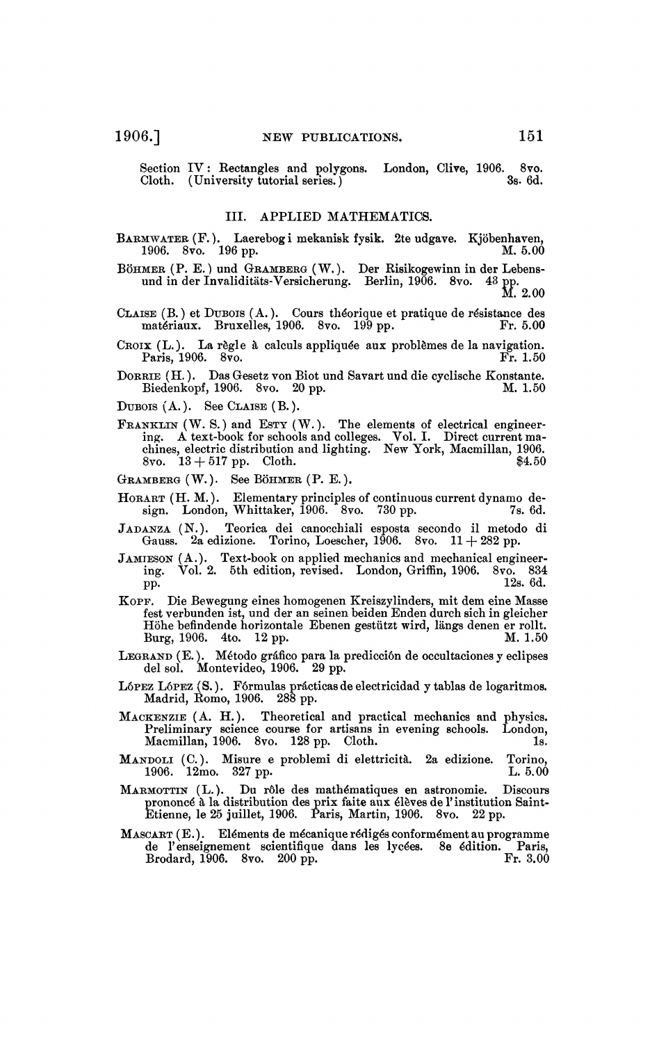Section IV: Rectangles and polygons. London, Clive, 1906. 8vo. Cloth. (University tutorial series.) 3s. 6d.

## III. APPLIED MATHEMATICS.

BARMWATER (F.). Laerebog i mekanisk fysik. 2te udgave. Kjöbenhaven, 1906. 8vo. 196 pp. M. 5.00

BÖHMER (P. E.) und GRAMBERG (W.). Der Risikogewinn in der Lebens- und in der Invaliditäts-Versicherung. Berlin, 1906. 8vo. 43 pp. M. 2.00

CLAISE (B.) et DUBOIS (A.). Cours théorique et pratique de résistance des matériaux. Bruxelles, 1906. 8vo. 199 pp. Fr. 5.00

CROIX (L.). La règle à calculs appliquée aux problèmes de la navigation. Paris, 1906. 8vo. Fr. 1.50

DORRIE (H.). Das Gesetz von Biot und Savart und die cyclische Konstante. Biedenkopf, 1906. 8vo. 20 pp. M. 1.50

DUBOIS (A.). See CLAISE (B.).

FRANKLIN (W. S.) and ESTY (W.). The elements of electrical engineering. A text-book for schools and colleges. Vol. I. Direct current machines, electric distribution and lighting. New York, Macmillan, 1906. 8vo. 13 + 517 pp. Cloth. $4.50

GRAMBERG (W.). See BÖHMER (P. E.).

HOBART (H. M.). Elementary principles of continuous current dynamo design. London, Whittaker, 1906. 8vo. 730 pp. 7s. 6d.

JADANZA (N.). Teorica dei canocchiali esposta secondo il metodo di Gauss. 2a edizione. Torino, Loescher, 1906. 8vo. 11 + 282 pp.

JAMIESON (A.). Text-book on applied mechanics and mechanical engineering. Vol. 2. 5th edition, revised. London, Griffin, 1906. 8vo. 834 pp. 12s. 6d.

KOPF. Die Bewegung eines homogenen Kreiszylinders, mit dem eine Masse fest verbunden ist, und der an seinen beiden Enden durch sich in gleicher Höhe befindende horizontale Ebenen gestützt wird, längs denen er rollt. Burg, 1906. 4to. 12 pp. M. 1.50

LEGRAND (E.). Método gráfico para la predicción de occultaciones y eclipses del sol. Montevideo, 1906. 29 pp.

LÓPEZ LÓPEZ (S.). Fórmulas prácticas de electricidad y tablas de logaritmos. Madrid, Romo, 1906. 288 pp.

MACKENZIE (A. H.). Theoretical and practical mechanics and physics. Preliminary science course for artisans in evening schools. London, Macmillan, 1906. 8vo. 128 pp. Cloth. 1s.

MANDOLI (C.). Misure e problemi di elettricità. 2a edizione. Torino, 1906. 12mo. 327 pp. L. 5.00

MARMOTTIN (L.). Du rôle des mathématiques en astronomie. Discours prononcé à la distribution des prix faite aux élèves de l'institution Saint-Etienne, le 25 juillet, 1906. Paris, Martin, 1906. 8vo. 22 pp.

MASCART (E.). Eléments de mécanique rédigés conformément au programme de l'enseignement scientifique dans les lycées. 8e édition. Paris, Brodard, 1906. 8vo. 200 pp. Fr. 3.00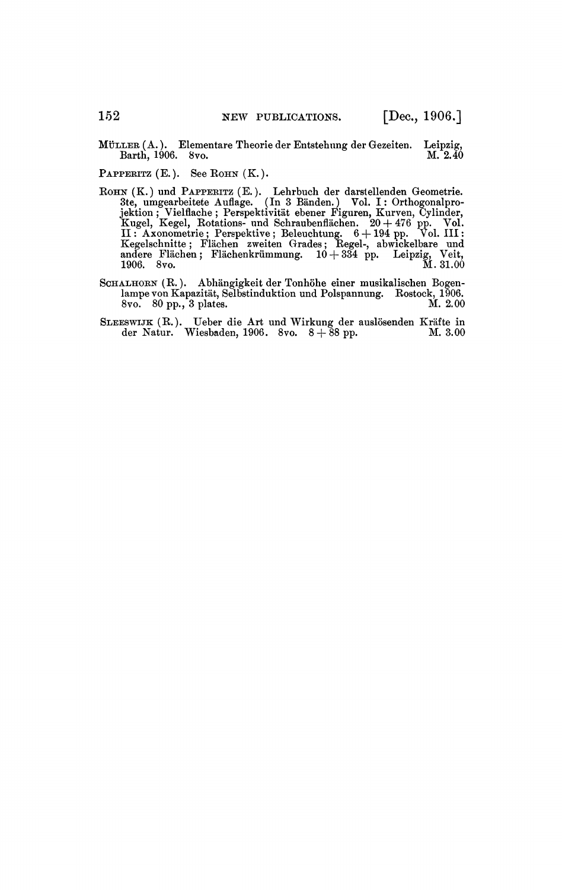MÜLLER (A.). Elementare Theorie der Entstehung der Gezeiten. Leipzig, Barth, 1906. 8vo. M. 2.40

PAPPERITZ (E.). See ROHN (K.).

ROHN (K.) und PAPPERITZ (E.). Lehrbuch der darstellenden Geometrie. 3te, umgearbeitete Auflage. (In 3 Bänden.) Vol. I: Orthogonalprojektion; Vielflache; Perspektivität ebener Figuren, Kurven, Cylinder, Kugel, Kegel, Rotations- und Schraubenflächen. 20 + 476 pp. Vol. II: Axonometrie; Perspektive; Beleuchtung. 6 + 194 pp. Vol. III: Kegelschnitte; Flächen zweiten Grades; Regel-, abwickelbare und andere Flächen; Flächenkrümmung. 10 + 334 pp. Leipzig, Veit, 1906. 8vo. M. 31.00

SCHALHORN (R.). Abhängigkeit der Tonhöhe einer musikalischen Bogenlampe von Kapazität, Selbstinduktion und Polspannung. Rostock, 1906. 8vo. 80 pp., 3 plates. M. 2.00

SLEESWIJK (R.). Ueber die Art und Wirkung der auslösenden Kräfte in der Natur. Wiesbaden, 1906. 8vo. 8 + 88 pp. M. 3.00